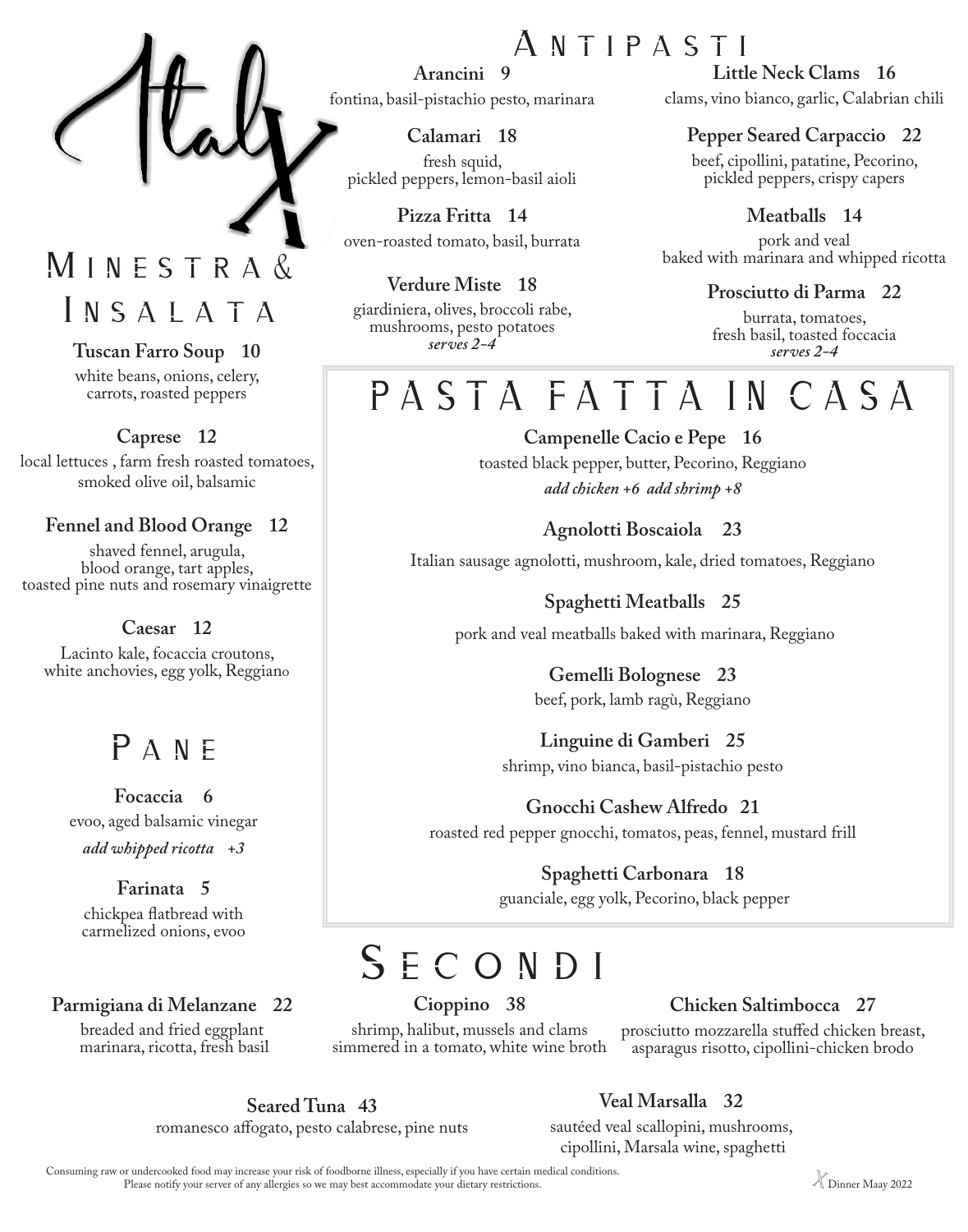# ItalX

## Antipasti

**Arancini 9**
fontina, basil-pistachio pesto, marinara

**Calamari 18**
fresh squid, pickled peppers, lemon-basil aioli

**Pizza Fritta 14**
oven-roasted tomato, basil, burrata

**Verdure Miste 18**
giardiniera, olives, broccoli rabe, mushrooms, pesto potatoes
*serves 2-4*

**Little Neck Clams 16**
clams, vino bianco, garlic, Calabrian chili

**Pepper Seared Carpaccio 22**
beef, cipollini, patatine, Pecorino, pickled peppers, crispy capers

**Meatballs 14**
pork and veal baked with marinara and whipped ricotta

**Prosciutto di Parma 22**
burrata, tomatoes, fresh basil, toasted foccacia
*serves 2-4*

## Minestra & Insalata

**Tuscan Farro Soup 10**
white beans, onions, celery, carrots, roasted peppers

**Caprese 12**
local lettuces , farm fresh roasted tomatoes, smoked olive oil, balsamic

**Fennel and Blood Orange 12**
shaved fennel, arugula, blood orange, tart apples, toasted pine nuts and rosemary vinaigrette

**Caesar 12**
Lacinto kale, focaccia croutons, white anchovies, egg yolk, Reggiano

## Pane

**Focaccia 6**
evoo, aged balsamic vinegar
*add whipped ricotta +3*

**Farinata 5**
chickpea flatbread with carmelized onions, evoo

## Pasta Fatta in Casa

**Campenelle Cacio e Pepe 16**
toasted black pepper, butter, Pecorino, Reggiano
*add chicken +6 add shrimp +8*

**Agnolotti Boscaiola 23**
Italian sausage agnolotti, mushroom, kale, dried tomatoes, Reggiano

**Spaghetti Meatballs 25**
pork and veal meatballs baked with marinara, Reggiano

**Gemelli Bolognese 23**
beef, pork, lamb ragù, Reggiano

**Linguine di Gamberi 25**
shrimp, vino bianca, basil-pistachio pesto

**Gnocchi Cashew Alfredo 21**
roasted red pepper gnocchi, tomatos, peas, fennel, mustard frill

**Spaghetti Carbonara 18**
guanciale, egg yolk, Pecorino, black pepper

## Secondi

**Parmigiana di Melanzane 22**
breaded and fried eggplant marinara, ricotta, fresh basil

**Cioppino 38**
shrimp, halibut, mussels and clams simmered in a tomato, white wine broth

**Chicken Saltimbocca 27**
prosciutto mozzarella stuffed chicken breast, asparagus risotto, cipollini-chicken brodo

**Seared Tuna 43**
romanesco affogato, pesto calabrese, pine nuts

**Veal Marsalla 32**
sautéed veal scallopini, mushrooms, cipollini, Marsala wine, spaghetti

Consuming raw or undercooked food may increase your risk of foodborne illness, especially if you have certain medical conditions.
Please notify your server of any allergies so we may best accommodate your dietary restrictions.

X Dinner Maay 2022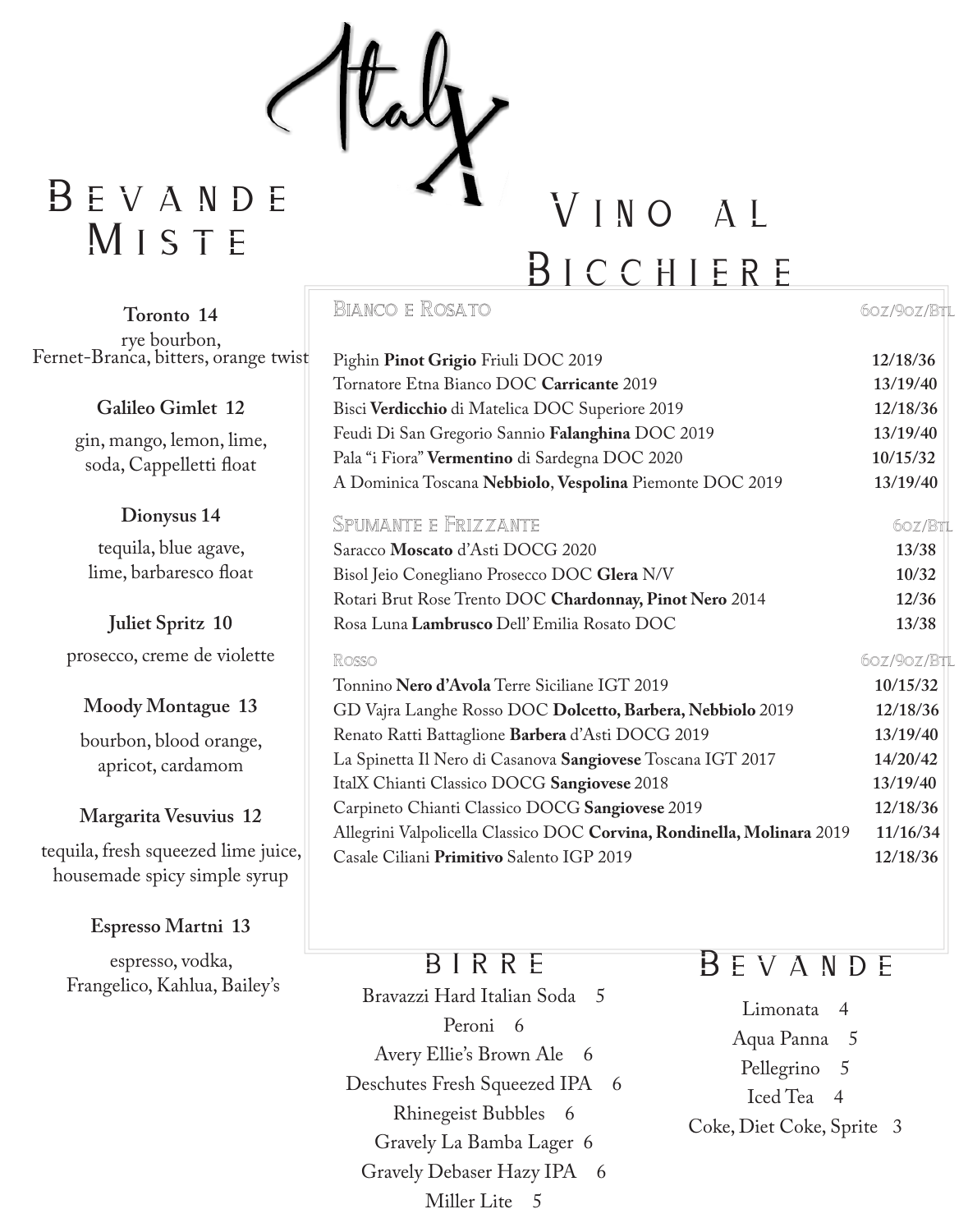# ItalX

## Bevande Miste

**Toronto 14**
rye bourbon,
Fernet-Branca, bitters, orange twist

**Galileo Gimlet 12**
gin, mango, lemon, lime,
soda, Cappelletti float

**Dionysus 14**
tequila, blue agave,
lime, barbaresco float

**Juliet Spritz 10**
prosecco, creme de violette

**Moody Montague 13**
bourbon, blood orange,
apricot, cardamom

**Margarita Vesuvius 12**
tequila, fresh squeezed lime juice,
housemade spicy simple syrup

**Espresso Martni 13**
espresso, vodka,
Frangelico, Kahlua, Bailey's

## Vino al Bicchiere

### Bianco e Rosato

| Bianco e Rosato | 6oz/9oz/Btl |
| --- | --- |
| Pighin **Pinot Grigio** Friuli DOC 2019 | 12/18/36 |
| Tornatore Etna Bianco DOC **Carricante** 2019 | 13/19/40 |
| Bisci **Verdicchio** di Matelica DOC Superiore 2019 | 12/18/36 |
| Feudi Di San Gregorio Sannio **Falanghina** DOC 2019 | 13/19/40 |
| Pala "i Fiora" **Vermentino** di Sardegna DOC 2020 | 10/15/32 |
| A Dominica Toscana **Nebbiolo**, **Vespolina** Piemonte DOC 2019 | 13/19/40 |

### Spumante e Frizzante

| Spumante e Frizzante | 6oz/Btl |
| --- | --- |
| Saracco **Moscato** d'Asti DOCG 2020 | 13/38 |
| Bisol Jeio Conegliano Prosecco DOC **Glera** N/V | 10/32 |
| Rotari Brut Rose Trento DOC **Chardonnay, Pinot Nero** 2014 | 12/36 |
| Rosa Luna **Lambrusco** Dell' Emilia Rosato DOC | 13/38 |

### Rosso

| Rosso | 6oz/9oz/Btl |
| --- | --- |
| Tonnino **Nero d'Avola** Terre Siciliane IGT 2019 | 10/15/32 |
| GD Vajra Langhe Rosso DOC **Dolcetto, Barbera, Nebbiolo** 2019 | 12/18/36 |
| Renato Ratti Battaglione **Barbera** d'Asti DOCG 2019 | 13/19/40 |
| La Spinetta Il Nero di Casanova **Sangiovese** Toscana IGT 2017 | 14/20/42 |
| ItalX Chianti Classico DOCG **Sangiovese** 2018 | 13/19/40 |
| Carpineto Chianti Classico DOCG **Sangiovese** 2019 | 12/18/36 |
| Allegrini Valpolicella Classico DOC **Corvina, Rondinella, Molinara** 2019 | 11/16/34 |
| Casale Ciliani **Primitivo** Salento IGP 2019 | 12/18/36 |

## Birre

Bravazzi Hard Italian Soda 5
Peroni 6
Avery Ellie's Brown Ale 6
Deschutes Fresh Squeezed IPA 6
Rhinegeist Bubbles 6
Gravely La Bamba Lager 6
Gravely Debaser Hazy IPA 6
Miller Lite 5

## Bevande

Limonata 4
Aqua Panna 5
Pellegrino 5
Iced Tea 4
Coke, Diet Coke, Sprite 3